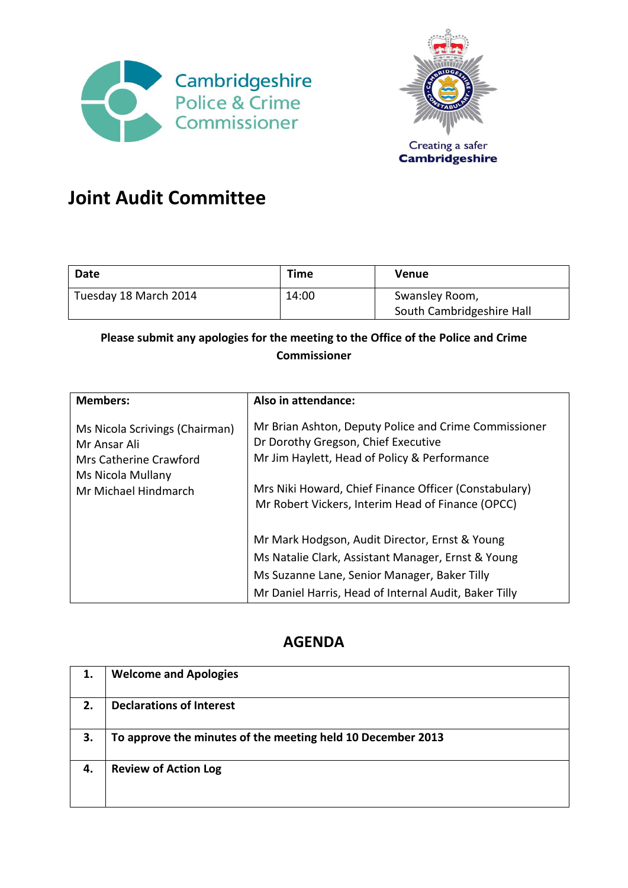Cambridgeshire Police & Crime Commissioner

Creating a safer Cambridgeshire

# Joint Audit Committee

| Date | Time | Venue |
|---|---|---|
| Tuesday 18 March 2014 | 14:00 | Swansley Room, South Cambridgeshire Hall |

**Please submit any apologies for the meeting to the Office of the Police and Crime Commissioner**

| Members: | Also in attendance: |
|---|---|
| Ms Nicola Scrivings (Chairman)<br>Mr Ansar Ali<br>Mrs Catherine Crawford<br>Ms Nicola Mullany<br>Mr Michael Hindmarch | Mr Brian Ashton, Deputy Police and Crime Commissioner<br>Dr Dorothy Gregson, Chief Executive<br>Mr Jim Haylett, Head of Policy & Performance<br><br>Mrs Niki Howard, Chief Finance Officer (Constabulary)<br>Mr Robert Vickers, Interim Head of Finance (OPCC)<br><br>Mr Mark Hodgson, Audit Director, Ernst & Young<br>Ms Natalie Clark, Assistant Manager, Ernst & Young<br>Ms Suzanne Lane, Senior Manager, Baker Tilly<br>Mr Daniel Harris, Head of Internal Audit, Baker Tilly |

## AGENDA

| | |
|---|---|
| **1.** | **Welcome and Apologies** |
| **2.** | **Declarations of Interest** |
| **3.** | **To approve the minutes of the meeting held 10 December 2013** |
| **4.** | **Review of Action Log** |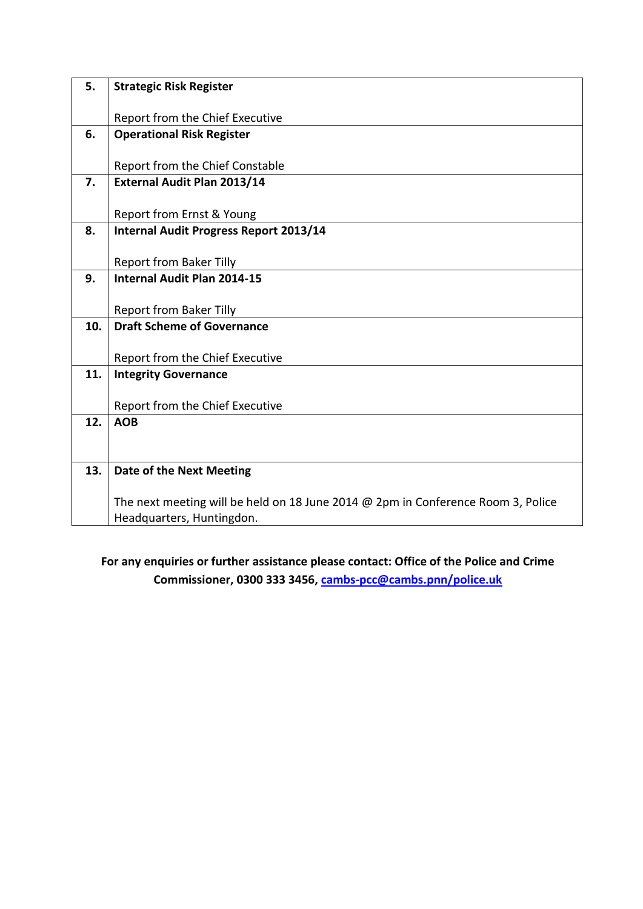| | |
|---|---|
| **5.** | **Strategic Risk Register**<br><br>Report from the Chief Executive |
| **6.** | **Operational Risk Register**<br><br>Report from the Chief Constable |
| **7.** | **External Audit Plan 2013/14**<br><br>Report from Ernst & Young |
| **8.** | **Internal Audit Progress Report 2013/14**<br><br>Report from Baker Tilly |
| **9.** | **Internal Audit Plan 2014-15**<br><br>Report from Baker Tilly |
| **10.** | **Draft Scheme of Governance**<br><br>Report from the Chief Executive |
| **11.** | **Integrity Governance**<br><br>Report from the Chief Executive |
| **12.** | **AOB** |
| **13.** | **Date of the Next Meeting**<br><br>The next meeting will be held on 18 June 2014 @ 2pm in Conference Room 3, Police Headquarters, Huntingdon. |

**For any enquiries or further assistance please contact: Office of the Police and Crime Commissioner, 0300 333 3456, cambs-pcc@cambs.pnn/police.uk**